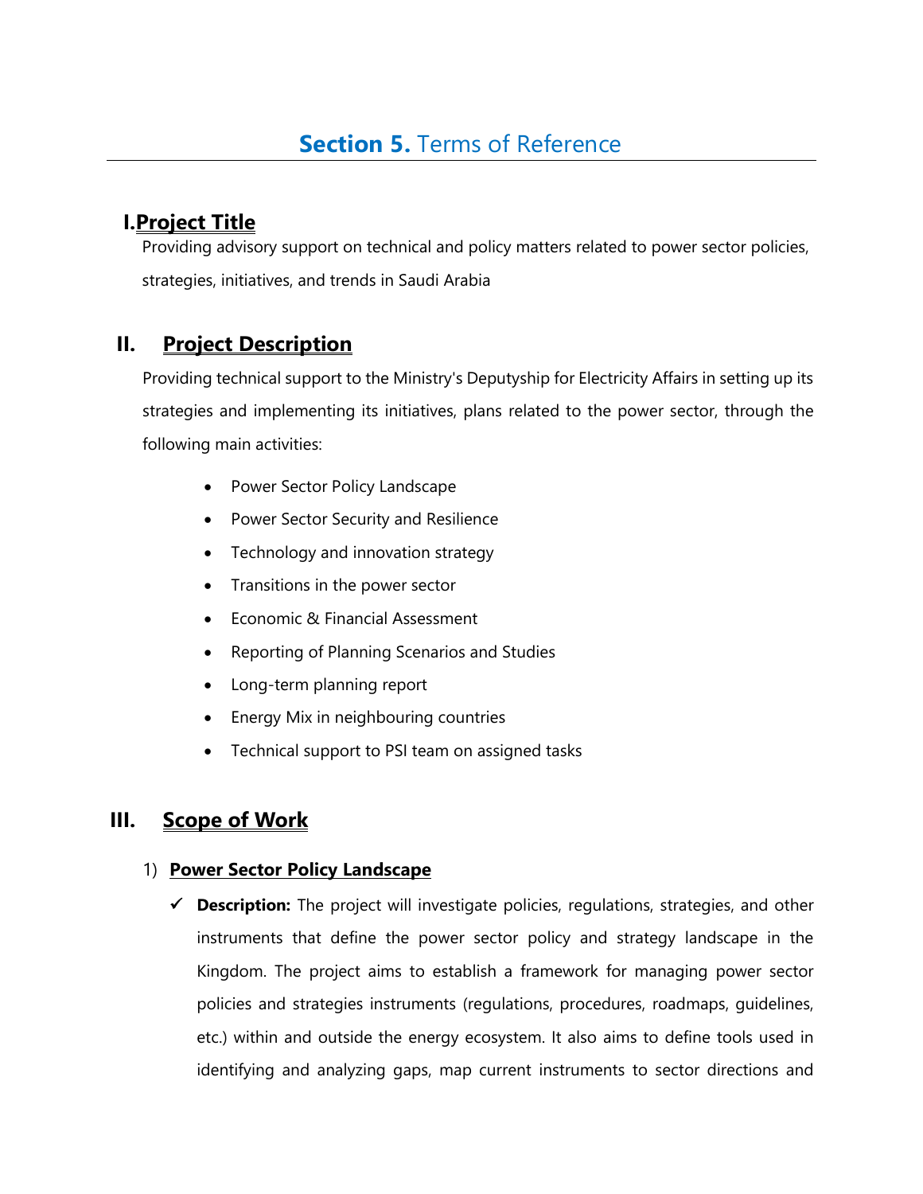# **Section 5.** Terms of Reference

## I. Project Title

Providing advisory support on technical and policy matters related to power sector policies, strategies, initiatives, and trends in Saudi Arabia

## II. Project Description

Providing technical support to the Ministry's Deputyship for Electricity Affairs in setting up its strategies and implementing its initiatives, plans related to the power sector, through the following main activities:

- Power Sector Policy Landscape
- Power Sector Security and Resilience
- Technology and innovation strategy
- Transitions in the power sector
- Economic & Financial Assessment
- Reporting of Planning Scenarios and Studies
- Long-term planning report
- Energy Mix in neighbouring countries
- Technical support to PSI team on assigned tasks

## III. Scope of Work

### 1) Power Sector Policy Landscape

✓ **Description:** The project will investigate policies, regulations, strategies, and other instruments that define the power sector policy and strategy landscape in the Kingdom. The project aims to establish a framework for managing power sector policies and strategies instruments (regulations, procedures, roadmaps, guidelines, etc.) within and outside the energy ecosystem. It also aims to define tools used in identifying and analyzing gaps, map current instruments to sector directions and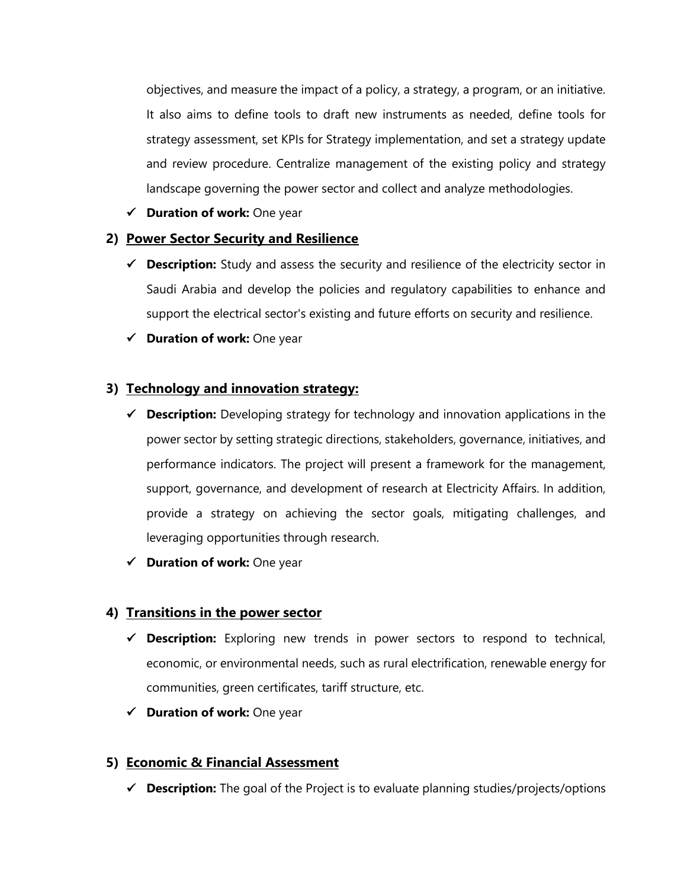objectives, and measure the impact of a policy, a strategy, a program, or an initiative. It also aims to define tools to draft new instruments as needed, define tools for strategy assessment, set KPIs for Strategy implementation, and set a strategy update and review procedure. Centralize management of the existing policy and strategy landscape governing the power sector and collect and analyze methodologies.

- ✓ **Duration of work:** One year

**2) Power Sector Security and Resilience**

- ✓ **Description:** Study and assess the security and resilience of the electricity sector in Saudi Arabia and develop the policies and regulatory capabilities to enhance and support the electrical sector's existing and future efforts on security and resilience.
- ✓ **Duration of work:** One year

**3) Technology and innovation strategy:**

- ✓ **Description:** Developing strategy for technology and innovation applications in the power sector by setting strategic directions, stakeholders, governance, initiatives, and performance indicators. The project will present a framework for the management, support, governance, and development of research at Electricity Affairs. In addition, provide a strategy on achieving the sector goals, mitigating challenges, and leveraging opportunities through research.
- ✓ **Duration of work:** One year

**4) Transitions in the power sector**

- ✓ **Description:** Exploring new trends in power sectors to respond to technical, economic, or environmental needs, such as rural electrification, renewable energy for communities, green certificates, tariff structure, etc.
- ✓ **Duration of work:** One year

**5) Economic & Financial Assessment**

- ✓ **Description:** The goal of the Project is to evaluate planning studies/projects/options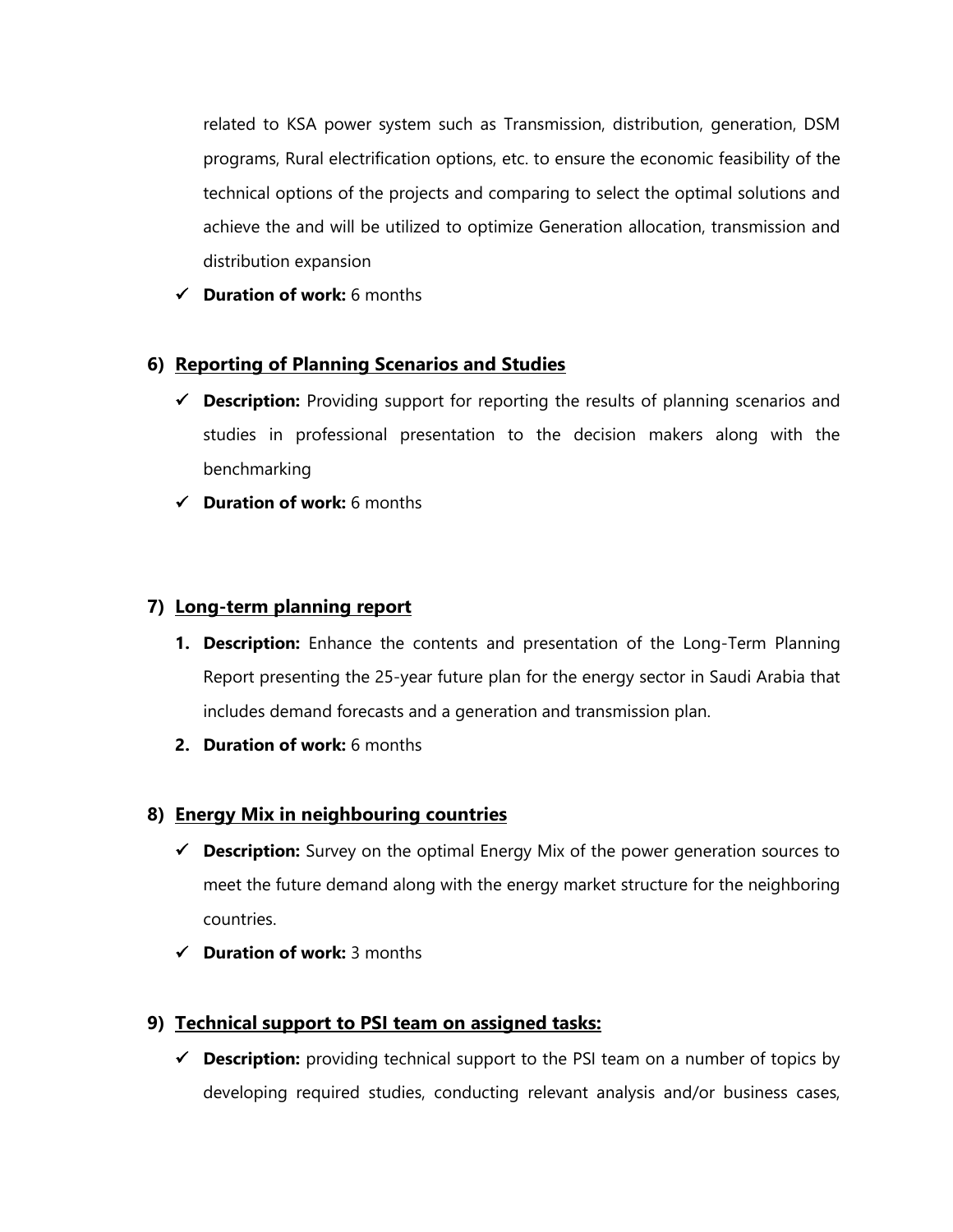related to KSA power system such as Transmission, distribution, generation, DSM programs, Rural electrification options, etc. to ensure the economic feasibility of the technical options of the projects and comparing to select the optimal solutions and achieve the and will be utilized to optimize Generation allocation, transmission and distribution expansion

- ✓ **Duration of work:** 6 months

### 6) Reporting of Planning Scenarios and Studies

- ✓ **Description:** Providing support for reporting the results of planning scenarios and studies in professional presentation to the decision makers along with the benchmarking
- ✓ **Duration of work:** 6 months

### 7) Long-term planning report

1. **Description:** Enhance the contents and presentation of the Long-Term Planning Report presenting the 25-year future plan for the energy sector in Saudi Arabia that includes demand forecasts and a generation and transmission plan.
2. **Duration of work:** 6 months

### 8) Energy Mix in neighbouring countries

- ✓ **Description:** Survey on the optimal Energy Mix of the power generation sources to meet the future demand along with the energy market structure for the neighboring countries.
- ✓ **Duration of work:** 3 months

### 9) Technical support to PSI team on assigned tasks:

- ✓ **Description:** providing technical support to the PSI team on a number of topics by developing required studies, conducting relevant analysis and/or business cases,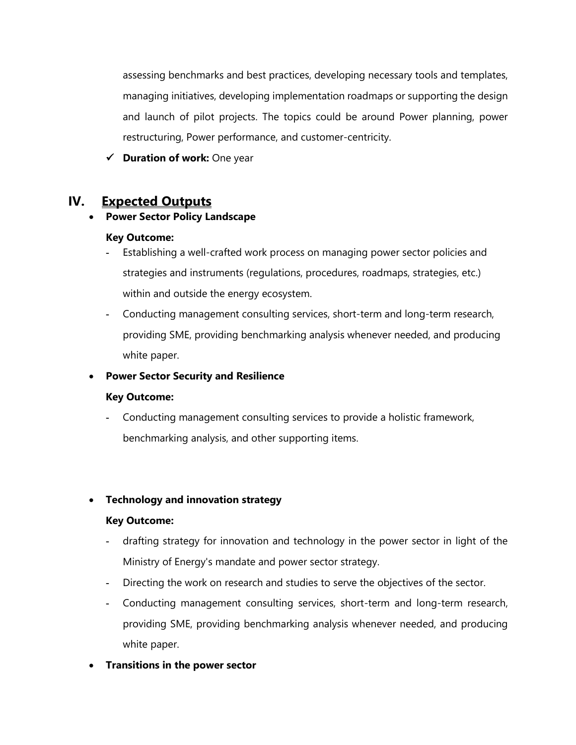assessing benchmarks and best practices, developing necessary tools and templates, managing initiatives, developing implementation roadmaps or supporting the design and launch of pilot projects. The topics could be around Power planning, power restructuring, Power performance, and customer-centricity.

- ✓ **Duration of work:** One year

## IV. Expected Outputs

- **Power Sector Policy Landscape**

  **Key Outcome:**

  - Establishing a well-crafted work process on managing power sector policies and strategies and instruments (regulations, procedures, roadmaps, strategies, etc.) within and outside the energy ecosystem.
  - Conducting management consulting services, short-term and long-term research, providing SME, providing benchmarking analysis whenever needed, and producing white paper.

- **Power Sector Security and Resilience**

  **Key Outcome:**

  - Conducting management consulting services to provide a holistic framework, benchmarking analysis, and other supporting items.

- **Technology and innovation strategy**

  **Key Outcome:**

  - drafting strategy for innovation and technology in the power sector in light of the Ministry of Energy's mandate and power sector strategy.
  - Directing the work on research and studies to serve the objectives of the sector.
  - Conducting management consulting services, short-term and long-term research, providing SME, providing benchmarking analysis whenever needed, and producing white paper.

- **Transitions in the power sector**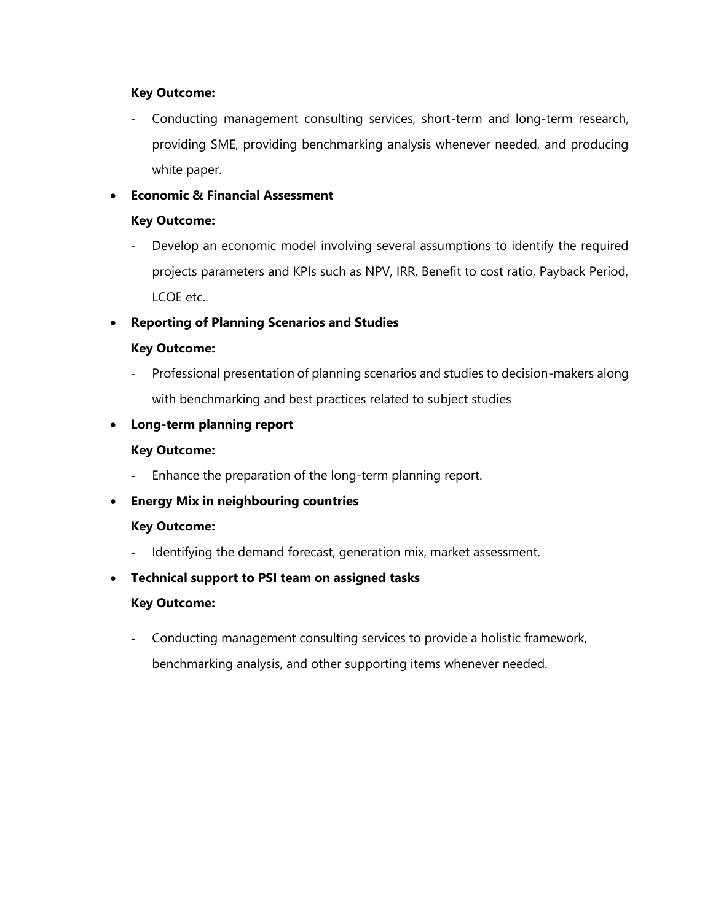**Key Outcome:**

- Conducting management consulting services, short-term and long-term research, providing SME, providing benchmarking analysis whenever needed, and producing white paper.

- **Economic & Financial Assessment**

  **Key Outcome:**

  - Develop an economic model involving several assumptions to identify the required projects parameters and KPIs such as NPV, IRR, Benefit to cost ratio, Payback Period, LCOE etc..

- **Reporting of Planning Scenarios and Studies**

  **Key Outcome:**

  - Professional presentation of planning scenarios and studies to decision-makers along with benchmarking and best practices related to subject studies

- **Long-term planning report**

  **Key Outcome:**

  - Enhance the preparation of the long-term planning report.

- **Energy Mix in neighbouring countries**

  **Key Outcome:**

  - Identifying the demand forecast, generation mix, market assessment.

- **Technical support to PSI team on assigned tasks**

  **Key Outcome:**

  - Conducting management consulting services to provide a holistic framework, benchmarking analysis, and other supporting items whenever needed.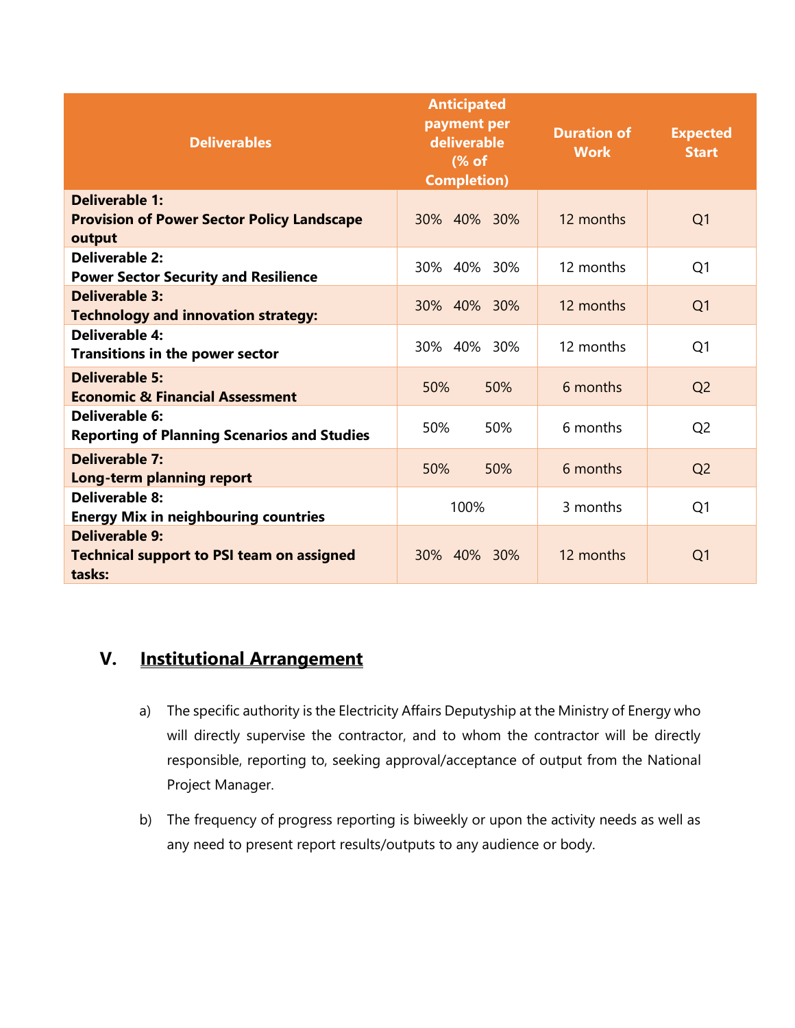| Deliverables | Anticipated payment per deliverable (% of Completion) | Duration of Work | Expected Start |
|---|---|---|---|
| **Deliverable 1:** **Provision of Power Sector Policy Landscape output** | 30% 40% 30% | 12 months | Q1 |
| **Deliverable 2:** **Power Sector Security and Resilience** | 30% 40% 30% | 12 months | Q1 |
| **Deliverable 3:** **Technology and innovation strategy:** | 30% 40% 30% | 12 months | Q1 |
| **Deliverable 4:** **Transitions in the power sector** | 30% 40% 30% | 12 months | Q1 |
| **Deliverable 5:** **Economic & Financial Assessment** | 50% 50% | 6 months | Q2 |
| **Deliverable 6:** **Reporting of Planning Scenarios and Studies** | 50% 50% | 6 months | Q2 |
| **Deliverable 7:** **Long-term planning report** | 50% 50% | 6 months | Q2 |
| **Deliverable 8:** **Energy Mix in neighbouring countries** | 100% | 3 months | Q1 |
| **Deliverable 9:** **Technical support to PSI team on assigned tasks:** | 30% 40% 30% | 12 months | Q1 |

## V. Institutional Arrangement

a) The specific authority is the Electricity Affairs Deputyship at the Ministry of Energy who will directly supervise the contractor, and to whom the contractor will be directly responsible, reporting to, seeking approval/acceptance of output from the National Project Manager.

b) The frequency of progress reporting is biweekly or upon the activity needs as well as any need to present report results/outputs to any audience or body.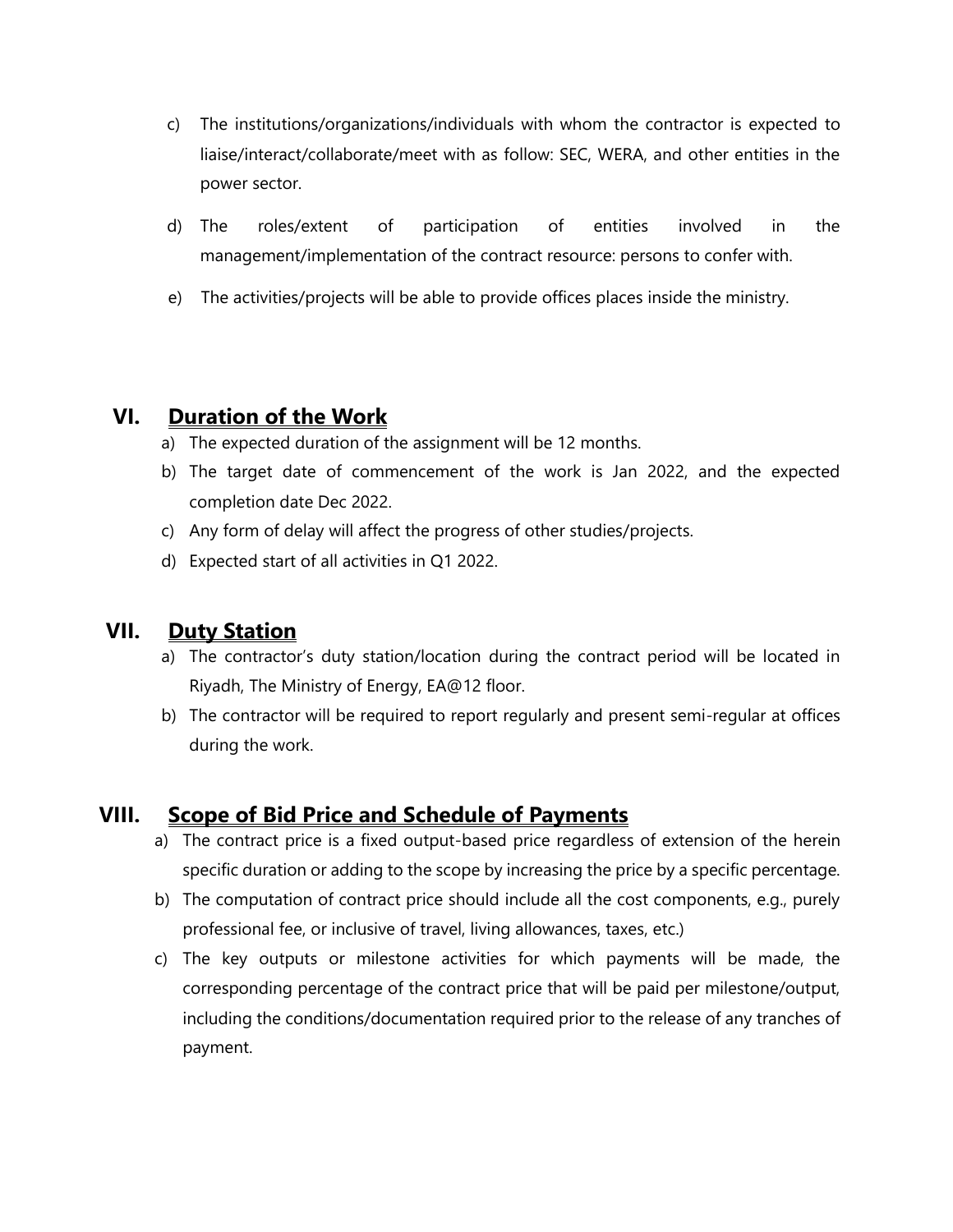c) The institutions/organizations/individuals with whom the contractor is expected to liaise/interact/collaborate/meet with as follow: SEC, WERA, and other entities in the power sector.

d) The roles/extent of participation of entities involved in the management/implementation of the contract resource: persons to confer with.

e) The activities/projects will be able to provide offices places inside the ministry.

## VI. Duration of the Work

a) The expected duration of the assignment will be 12 months.

b) The target date of commencement of the work is Jan 2022, and the expected completion date Dec 2022.

c) Any form of delay will affect the progress of other studies/projects.

d) Expected start of all activities in Q1 2022.

## VII. Duty Station

a) The contractor's duty station/location during the contract period will be located in Riyadh, The Ministry of Energy, EA@12 floor.

b) The contractor will be required to report regularly and present semi-regular at offices during the work.

## VIII. Scope of Bid Price and Schedule of Payments

a) The contract price is a fixed output-based price regardless of extension of the herein specific duration or adding to the scope by increasing the price by a specific percentage.

b) The computation of contract price should include all the cost components, e.g., purely professional fee, or inclusive of travel, living allowances, taxes, etc.)

c) The key outputs or milestone activities for which payments will be made, the corresponding percentage of the contract price that will be paid per milestone/output, including the conditions/documentation required prior to the release of any tranches of payment.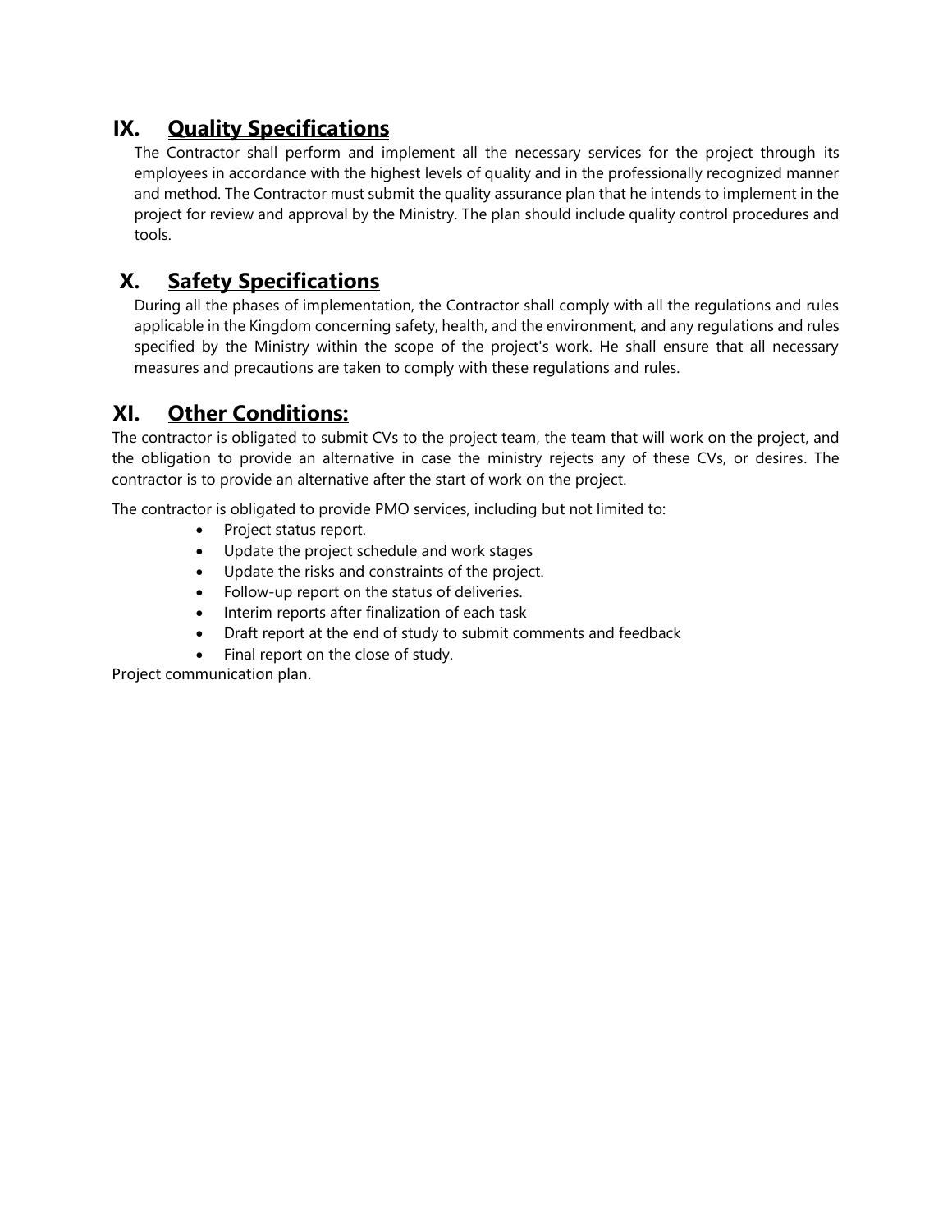## IX. Quality Specifications

The Contractor shall perform and implement all the necessary services for the project through its employees in accordance with the highest levels of quality and in the professionally recognized manner and method. The Contractor must submit the quality assurance plan that he intends to implement in the project for review and approval by the Ministry. The plan should include quality control procedures and tools.

## X. Safety Specifications

During all the phases of implementation, the Contractor shall comply with all the regulations and rules applicable in the Kingdom concerning safety, health, and the environment, and any regulations and rules specified by the Ministry within the scope of the project's work. He shall ensure that all necessary measures and precautions are taken to comply with these regulations and rules.

## XI. Other Conditions:

The contractor is obligated to submit CVs to the project team, the team that will work on the project, and the obligation to provide an alternative in case the ministry rejects any of these CVs, or desires. The contractor is to provide an alternative after the start of work on the project.

The contractor is obligated to provide PMO services, including but not limited to:

- Project status report.
- Update the project schedule and work stages
- Update the risks and constraints of the project.
- Follow-up report on the status of deliveries.
- Interim reports after finalization of each task
- Draft report at the end of study to submit comments and feedback
- Final report on the close of study.

Project communication plan.